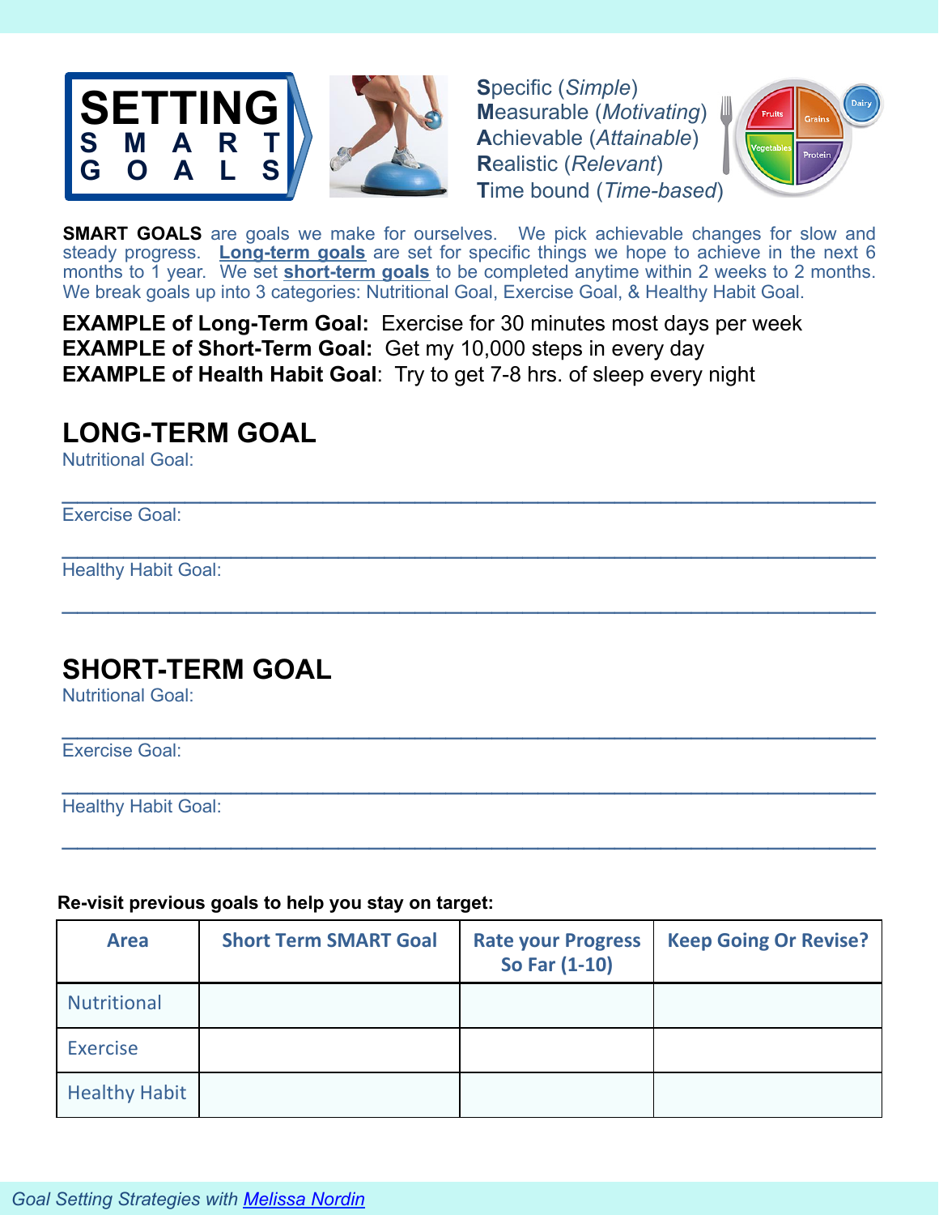# SETTING SMART GOALS

**S**pecific (*Simple*)
**M**easurable (*Motivating*)
**A**chievable (*Attainable*)
**R**ealistic (*Relevant*)
**T**ime bound (*Time-based*)

**SMART GOALS** are goals we make for ourselves. We pick achievable changes for slow and steady progress. **Long-term goals** are set for specific things we hope to achieve in the next 6 months to 1 year. We set **short-term goals** to be completed anytime within 2 weeks to 2 months. We break goals up into 3 categories: Nutritional Goal, Exercise Goal, & Healthy Habit Goal.

**EXAMPLE of Long-Term Goal:** Exercise for 30 minutes most days per week
**EXAMPLE of Short-Term Goal:** Get my 10,000 steps in every day
**EXAMPLE of Health Habit Goal**: Try to get 7-8 hrs. of sleep every night

## LONG-TERM GOAL

Nutritional Goal:

_______________________________________________________________

Exercise Goal:

_______________________________________________________________

Healthy Habit Goal:

_______________________________________________________________

## SHORT-TERM GOAL

Nutritional Goal:

_______________________________________________________________

Exercise Goal:

_______________________________________________________________

Healthy Habit Goal:

_______________________________________________________________

**Re-visit previous goals to help you stay on target:**

| Area | Short Term SMART Goal | Rate your Progress So Far (1-10) | Keep Going Or Revise? |
|---|---|---|---|
| Nutritional | | | |
| Exercise | | | |
| Healthy Habit | | | |

*Goal Setting Strategies with Melissa Nordin*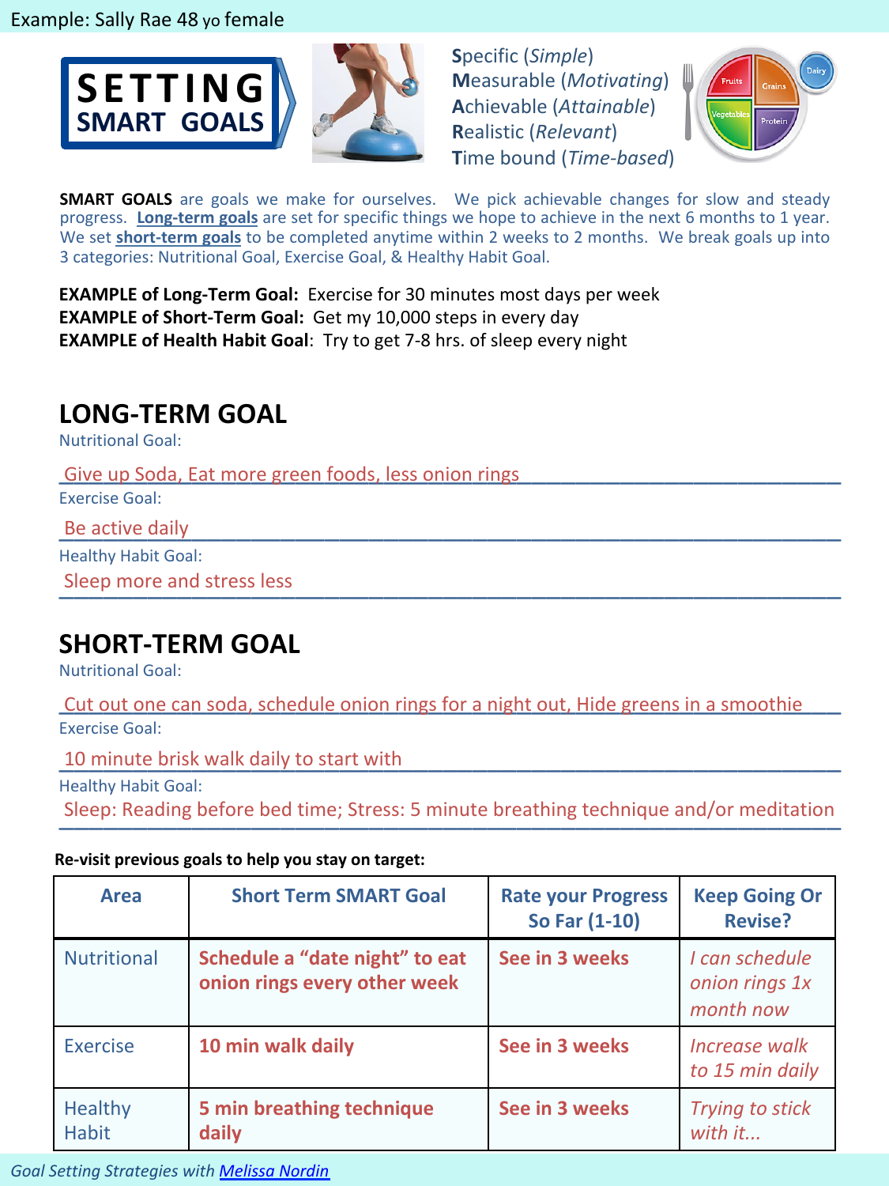Example: Sally Rae 48 yo female

# SETTING SMART GOALS

**S**pecific (*Simple*)
**M**easurable (*Motivating*)
**A**chievable (*Attainable*)
**R**ealistic (*Relevant*)
**T**ime bound (*Time-based*)

Fruits Grains Dairy Vegetables Protein

**SMART GOALS** are goals we make for ourselves. We pick achievable changes for slow and steady progress. **Long-term goals** are set for specific things we hope to achieve in the next 6 months to 1 year. We set **short-term goals** to be completed anytime within 2 weeks to 2 months. We break goals up into 3 categories: Nutritional Goal, Exercise Goal, & Healthy Habit Goal.

**EXAMPLE of Long-Term Goal:** Exercise for 30 minutes most days per week
**EXAMPLE of Short-Term Goal:** Get my 10,000 steps in every day
**EXAMPLE of Health Habit Goal**: Try to get 7-8 hrs. of sleep every night

## LONG-TERM GOAL

Nutritional Goal:

Give up Soda, Eat more green foods, less onion rings

Exercise Goal:

Be active daily

Healthy Habit Goal:

Sleep more and stress less

## SHORT-TERM GOAL

Nutritional Goal:

Cut out one can soda, schedule onion rings for a night out, Hide greens in a smoothie

Exercise Goal:

10 minute brisk walk daily to start with

Healthy Habit Goal:

Sleep: Reading before bed time; Stress: 5 minute breathing technique and/or meditation

**Re-visit previous goals to help you stay on target:**

| Area | Short Term SMART Goal | Rate your Progress So Far (1-10) | Keep Going Or Revise? |
|---|---|---|---|
| Nutritional | **Schedule a "date night" to eat onion rings every other week** | **See in 3 weeks** | *I can schedule onion rings 1x month now* |
| Exercise | **10 min walk daily** | **See in 3 weeks** | *Increase walk to 15 min daily* |
| Healthy Habit | **5 min breathing technique daily** | **See in 3 weeks** | *Trying to stick with it...* |

*Goal Setting Strategies with Melissa Nordin*